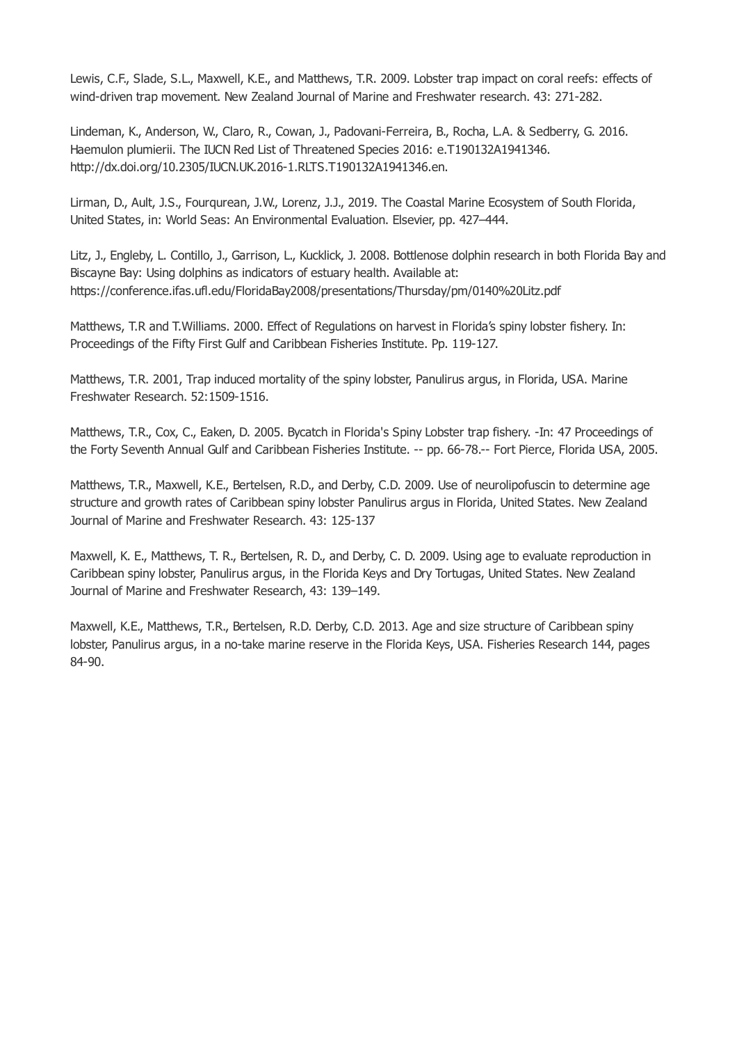Lewis, C.F., Slade, S.L., Maxwell, K.E., and Matthews, T.R. 2009. Lobster trap impact on coral reefs: effects of wind-driven trap movement. New Zealand Journal of Marine and Freshwater research. 43: 271-282.

Lindeman, K., Anderson, W., Claro, R., Cowan, J., Padovani-Ferreira, B., Rocha, L.A. & Sedberry, G. 2016. Haemulon plumierii. The IUCN Red List of Threatened Species 2016: e.T190132A1941346. http://dx.doi.org/10.2305/IUCN.UK.2016-1.RLTS.T190132A1941346.en.

Lirman, D., Ault, J.S., Fourqurean, J.W., Lorenz, J.J., 2019. The Coastal Marine Ecosystem of South Florida, United States, in: World Seas: An Environmental Evaluation. Elsevier, pp. 427–444.

Litz, J., Engleby, L. Contillo, J., Garrison, L., Kucklick, J. 2008. Bottlenose dolphin research in both Florida Bay and Biscayne Bay: Using dolphins as indicators of estuary health. Available at: https://conference.ifas.ufl.edu/FloridaBay2008/presentations/Thursday/pm/0140%20Litz.pdf

Matthews, T.R and T.Williams. 2000. Effect of Regulations on harvest in Florida's spiny lobster fishery. In: Proceedings of the Fifty First Gulf and Caribbean Fisheries Institute. Pp. 119-127.

Matthews, T.R. 2001, Trap induced mortality of the spiny lobster, Panulirus argus, in Florida, USA. Marine Freshwater Research. 52:1509-1516.

Matthews, T.R., Cox, C., Eaken, D. 2005. Bycatch in Florida's Spiny Lobster trap fishery. -In: 47 Proceedings of the Forty Seventh Annual Gulf and Caribbean Fisheries Institute. -- pp. 66-78.-- Fort Pierce, Florida USA, 2005.

Matthews, T.R., Maxwell, K.E., Bertelsen, R.D., and Derby, C.D. 2009. Use of neurolipofuscin to determine age structure and growth rates of Caribbean spiny lobster Panulirus argus in Florida, United States. New Zealand Journal of Marine and Freshwater Research. 43: 125-137

Maxwell, K. E., Matthews, T. R., Bertelsen, R. D., and Derby, C. D. 2009. Using age to evaluate reproduction in Caribbean spiny lobster, Panulirus argus, in the Florida Keys and Dry Tortugas, United States. New Zealand Journal of Marine and Freshwater Research, 43: 139–149.

Maxwell, K.E., Matthews, T.R., Bertelsen, R.D. Derby, C.D. 2013. Age and size structure of Caribbean spiny lobster, Panulirus argus, in a no-take marine reserve in the Florida Keys, USA. Fisheries Research 144, pages 84-90.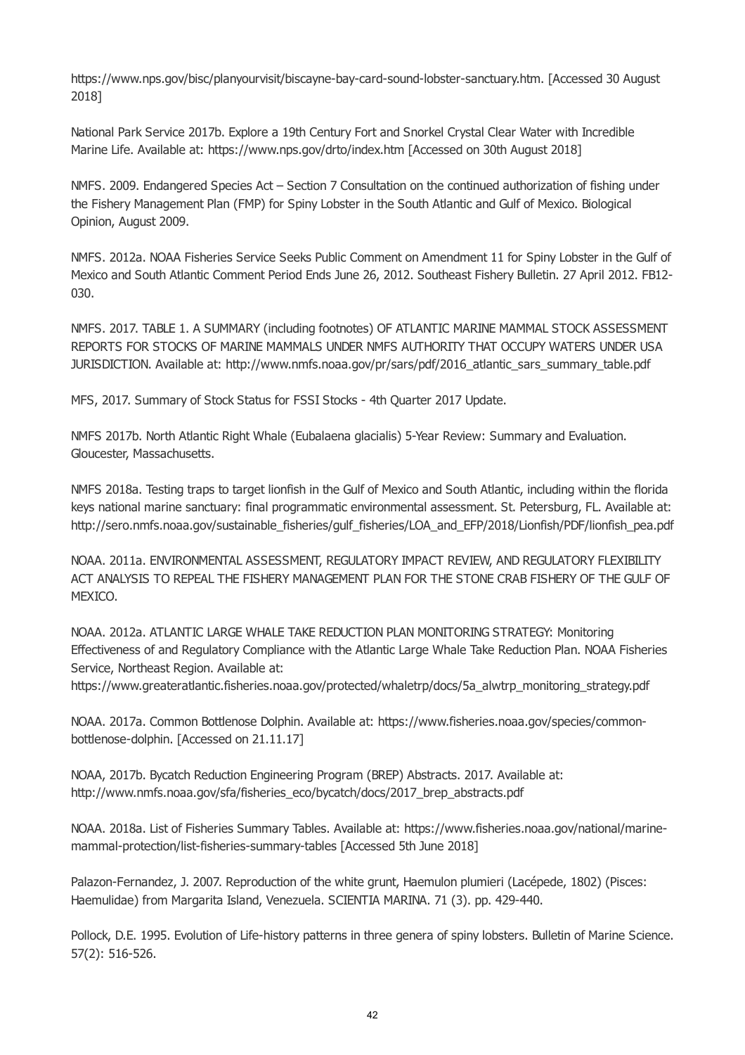https://www.nps.gov/bisc/planyourvisit/biscayne-bay-card-sound-lobster-sanctuary.htm. [Accessed 30 August 2018]

National Park Service 2017b. Explore a 19th Century Fort and Snorkel Crystal Clear Water with Incredible Marine Life. Available at: https://www.nps.gov/drto/index.htm [Accessed on 30th August 2018]

NMFS. 2009. Endangered Species Act – Section 7 Consultation on the continued authorization of fishing under the Fishery Management Plan (FMP) for Spiny Lobster in the South Atlantic and Gulf of Mexico. Biological Opinion, August 2009.

NMFS. 2012a. NOAA Fisheries Service Seeks Public Comment on Amendment 11 for Spiny Lobster in the Gulf of Mexico and South Atlantic Comment Period Ends June 26, 2012. Southeast Fishery Bulletin. 27 April 2012. FB12-030.

NMFS. 2017. TABLE 1. A SUMMARY (including footnotes) OF ATLANTIC MARINE MAMMAL STOCK ASSESSMENT REPORTS FOR STOCKS OF MARINE MAMMALS UNDER NMFS AUTHORITY THAT OCCUPY WATERS UNDER USA JURISDICTION. Available at: http://www.nmfs.noaa.gov/pr/sars/pdf/2016_atlantic_sars_summary_table.pdf

MFS, 2017. Summary of Stock Status for FSSI Stocks - 4th Quarter 2017 Update.

NMFS 2017b. North Atlantic Right Whale (Eubalaena glacialis) 5-Year Review: Summary and Evaluation. Gloucester, Massachusetts.

NMFS 2018a. Testing traps to target lionfish in the Gulf of Mexico and South Atlantic, including within the florida keys national marine sanctuary: final programmatic environmental assessment. St. Petersburg, FL. Available at: http://sero.nmfs.noaa.gov/sustainable_fisheries/gulf_fisheries/LOA_and_EFP/2018/Lionfish/PDF/lionfish_pea.pdf

NOAA. 2011a. ENVIRONMENTAL ASSESSMENT, REGULATORY IMPACT REVIEW, AND REGULATORY FLEXIBILITY ACT ANALYSIS TO REPEAL THE FISHERY MANAGEMENT PLAN FOR THE STONE CRAB FISHERY OF THE GULF OF MEXICO.

NOAA. 2012a. ATLANTIC LARGE WHALE TAKE REDUCTION PLAN MONITORING STRATEGY: Monitoring Effectiveness of and Regulatory Compliance with the Atlantic Large Whale Take Reduction Plan. NOAA Fisheries Service, Northeast Region. Available at: https://www.greateratlantic.fisheries.noaa.gov/protected/whaletrp/docs/5a_alwtrp_monitoring_strategy.pdf

NOAA. 2017a. Common Bottlenose Dolphin. Available at: https://www.fisheries.noaa.gov/species/common-bottlenose-dolphin. [Accessed on 21.11.17]

NOAA, 2017b. Bycatch Reduction Engineering Program (BREP) Abstracts. 2017. Available at: http://www.nmfs.noaa.gov/sfa/fisheries_eco/bycatch/docs/2017_brep_abstracts.pdf

NOAA. 2018a. List of Fisheries Summary Tables. Available at: https://www.fisheries.noaa.gov/national/marine-mammal-protection/list-fisheries-summary-tables [Accessed 5th June 2018]

Palazon-Fernandez, J. 2007. Reproduction of the white grunt, Haemulon plumieri (Lacépede, 1802) (Pisces: Haemulidae) from Margarita Island, Venezuela. SCIENTIA MARINA. 71 (3). pp. 429-440.

Pollock, D.E. 1995. Evolution of Life-history patterns in three genera of spiny lobsters. Bulletin of Marine Science. 57(2): 516-526.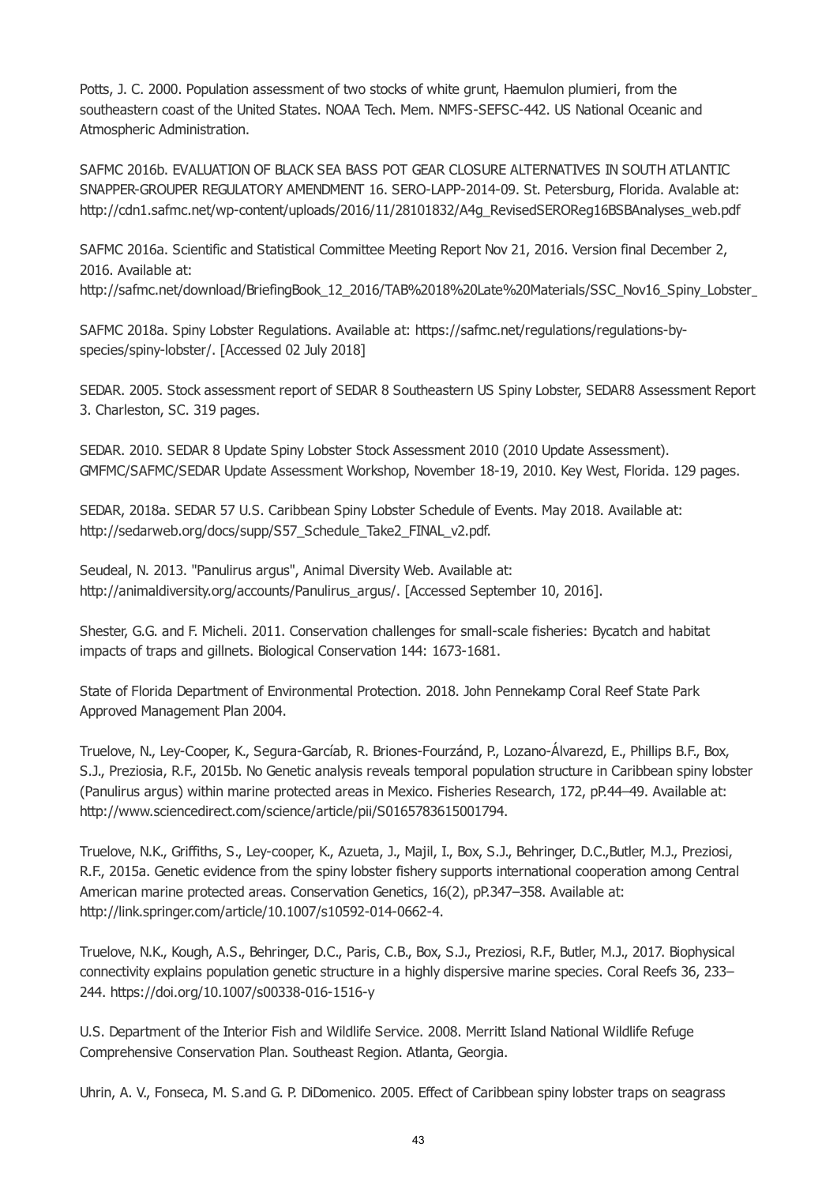Potts, J. C. 2000. Population assessment of two stocks of white grunt, Haemulon plumieri, from the southeastern coast of the United States. NOAA Tech. Mem. NMFS-SEFSC-442. US National Oceanic and Atmospheric Administration.

SAFMC 2016b. EVALUATION OF BLACK SEA BASS POT GEAR CLOSURE ALTERNATIVES IN SOUTH ATLANTIC SNAPPER-GROUPER REGULATORY AMENDMENT 16. SERO-LAPP-2014-09. St. Petersburg, Florida. Avalable at: http://cdn1.safmc.net/wp-content/uploads/2016/11/28101832/A4g_RevisedSEROReg16BSBAnalyses_web.pdf

SAFMC 2016a. Scientific and Statistical Committee Meeting Report Nov 21, 2016. Version final December 2, 2016. Available at: http://safmc.net/download/BriefingBook_12_2016/TAB%2018%20Late%20Materials/SSC_Nov16_Spiny_Lobster_

SAFMC 2018a. Spiny Lobster Regulations. Available at: https://safmc.net/regulations/regulations-by-species/spiny-lobster/. [Accessed 02 July 2018]

SEDAR. 2005. Stock assessment report of SEDAR 8 Southeastern US Spiny Lobster, SEDAR8 Assessment Report 3. Charleston, SC. 319 pages.

SEDAR. 2010. SEDAR 8 Update Spiny Lobster Stock Assessment 2010 (2010 Update Assessment). GMFMC/SAFMC/SEDAR Update Assessment Workshop, November 18-19, 2010. Key West, Florida. 129 pages.

SEDAR, 2018a. SEDAR 57 U.S. Caribbean Spiny Lobster Schedule of Events. May 2018. Available at: http://sedarweb.org/docs/supp/S57_Schedule_Take2_FINAL_v2.pdf.

Seudeal, N. 2013. "Panulirus argus", Animal Diversity Web. Available at: http://animaldiversity.org/accounts/Panulirus_argus/. [Accessed September 10, 2016].

Shester, G.G. and F. Micheli. 2011. Conservation challenges for small-scale fisheries: Bycatch and habitat impacts of traps and gillnets. Biological Conservation 144: 1673-1681.

State of Florida Department of Environmental Protection. 2018. John Pennekamp Coral Reef State Park Approved Management Plan 2004.

Truelove, N., Ley-Cooper, K., Segura-Garcíab, R. Briones-Fourzánd, P., Lozano-Álvarezd, E., Phillips B.F., Box, S.J., Preziosia, R.F., 2015b. No Genetic analysis reveals temporal population structure in Caribbean spiny lobster (Panulirus argus) within marine protected areas in Mexico. Fisheries Research, 172, pP.44–49. Available at: http://www.sciencedirect.com/science/article/pii/S0165783615001794.

Truelove, N.K., Griffiths, S., Ley-cooper, K., Azueta, J., Majil, I., Box, S.J., Behringer, D.C.,Butler, M.J., Preziosi, R.F., 2015a. Genetic evidence from the spiny lobster fishery supports international cooperation among Central American marine protected areas. Conservation Genetics, 16(2), pP.347–358. Available at: http://link.springer.com/article/10.1007/s10592-014-0662-4.

Truelove, N.K., Kough, A.S., Behringer, D.C., Paris, C.B., Box, S.J., Preziosi, R.F., Butler, M.J., 2017. Biophysical connectivity explains population genetic structure in a highly dispersive marine species. Coral Reefs 36, 233–244. https://doi.org/10.1007/s00338-016-1516-y

U.S. Department of the Interior Fish and Wildlife Service. 2008. Merritt Island National Wildlife Refuge Comprehensive Conservation Plan. Southeast Region. Atlanta, Georgia.

Uhrin, A. V., Fonseca, M. S.and G. P. DiDomenico. 2005. Effect of Caribbean spiny lobster traps on seagrass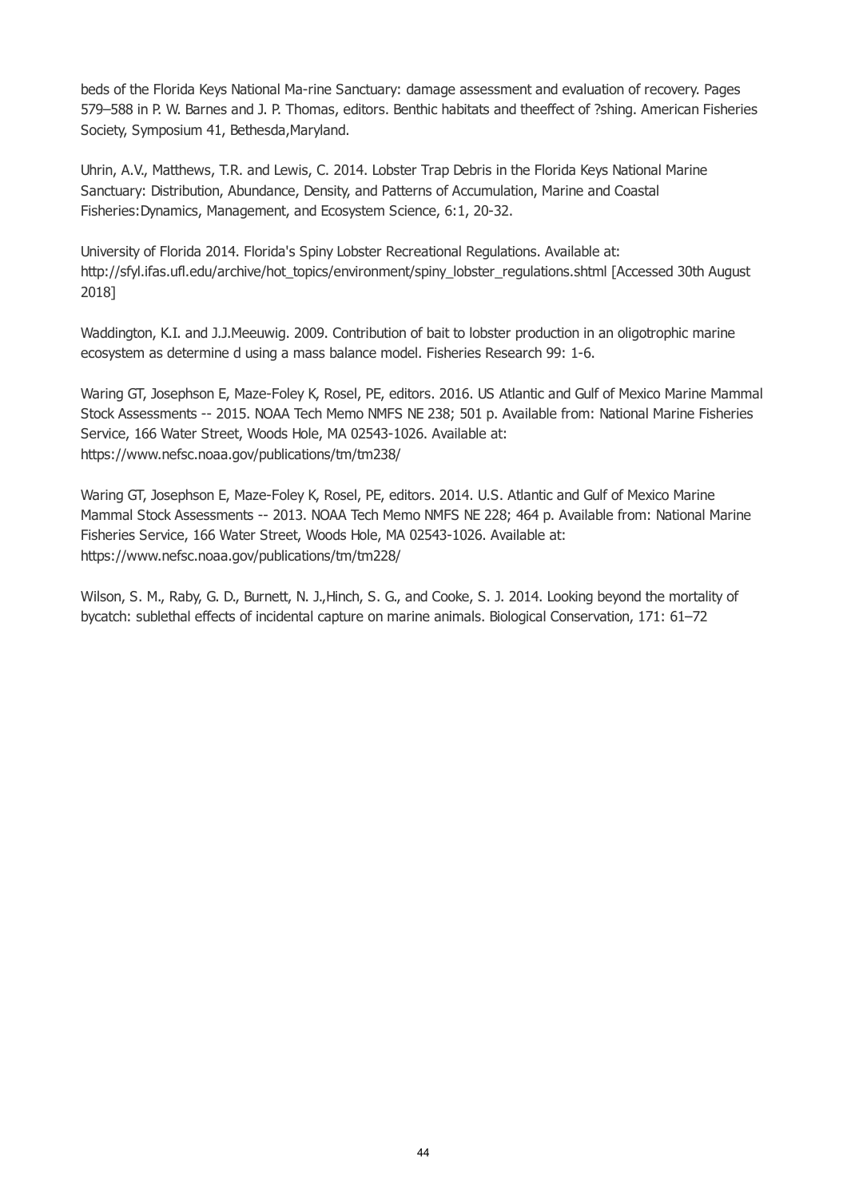beds of the Florida Keys National Ma-rine Sanctuary: damage assessment and evaluation of recovery. Pages 579–588 in P. W. Barnes and J. P. Thomas, editors. Benthic habitats and theeffect of ?shing. American Fisheries Society, Symposium 41, Bethesda,Maryland.

Uhrin, A.V., Matthews, T.R. and Lewis, C. 2014. Lobster Trap Debris in the Florida Keys National Marine Sanctuary: Distribution, Abundance, Density, and Patterns of Accumulation, Marine and Coastal Fisheries:Dynamics, Management, and Ecosystem Science, 6:1, 20-32.

University of Florida 2014. Florida's Spiny Lobster Recreational Regulations. Available at: http://sfyl.ifas.ufl.edu/archive/hot_topics/environment/spiny_lobster_regulations.shtml [Accessed 30th August 2018]

Waddington, K.I. and J.J.Meeuwig. 2009. Contribution of bait to lobster production in an oligotrophic marine ecosystem as determine d using a mass balance model. Fisheries Research 99: 1-6.

Waring GT, Josephson E, Maze-Foley K, Rosel, PE, editors. 2016. US Atlantic and Gulf of Mexico Marine Mammal Stock Assessments -- 2015. NOAA Tech Memo NMFS NE 238; 501 p. Available from: National Marine Fisheries Service, 166 Water Street, Woods Hole, MA 02543-1026. Available at: https://www.nefsc.noaa.gov/publications/tm/tm238/

Waring GT, Josephson E, Maze-Foley K, Rosel, PE, editors. 2014. U.S. Atlantic and Gulf of Mexico Marine Mammal Stock Assessments -- 2013. NOAA Tech Memo NMFS NE 228; 464 p. Available from: National Marine Fisheries Service, 166 Water Street, Woods Hole, MA 02543-1026. Available at: https://www.nefsc.noaa.gov/publications/tm/tm228/

Wilson, S. M., Raby, G. D., Burnett, N. J.,Hinch, S. G., and Cooke, S. J. 2014. Looking beyond the mortality of bycatch: sublethal effects of incidental capture on marine animals. Biological Conservation, 171: 61–72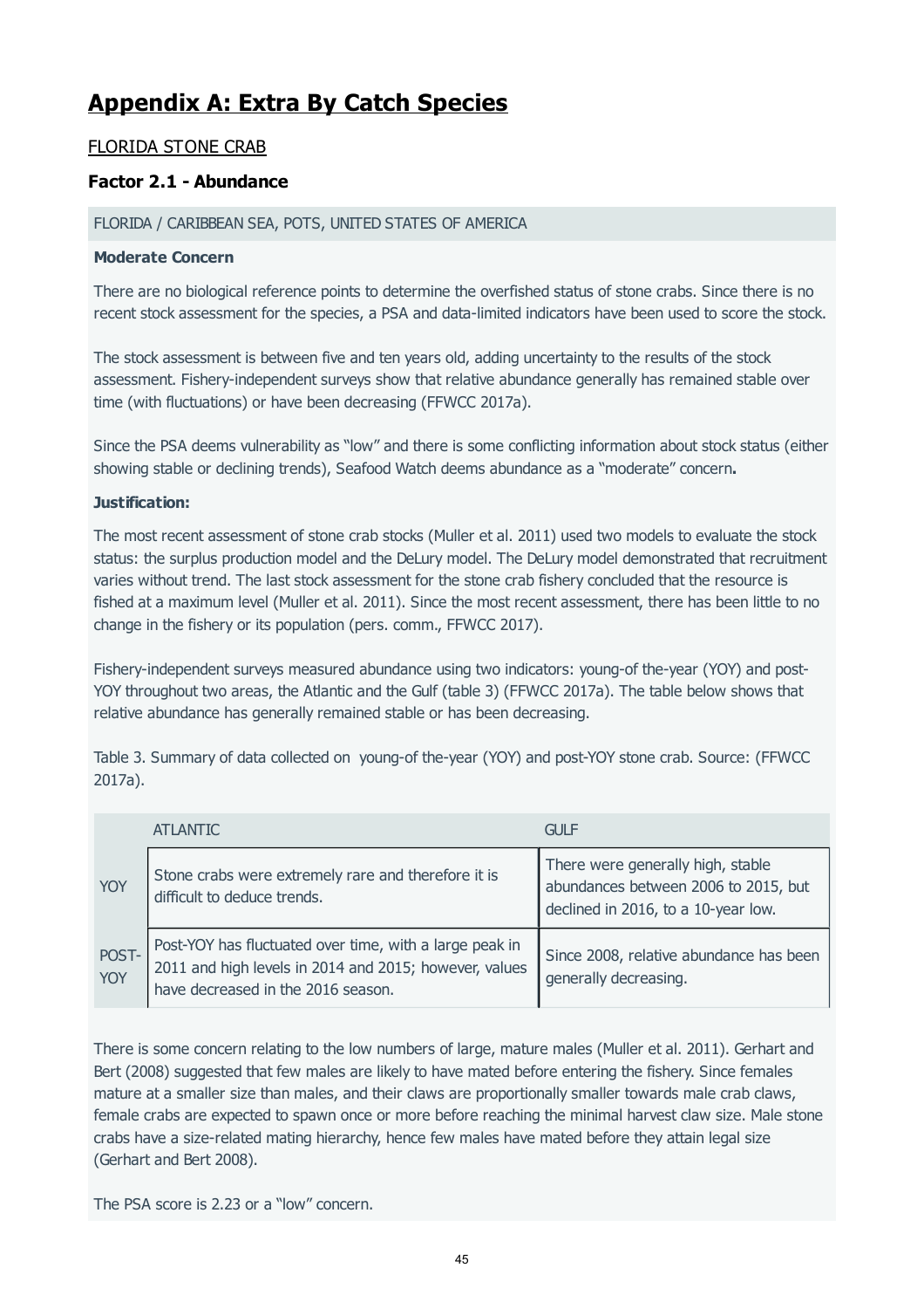# Appendix A: Extra By Catch Species

FLORIDA STONE CRAB

### Factor 2.1 - Abundance

FLORIDA / CARIBBEAN SEA, POTS, UNITED STATES OF AMERICA

**Moderate Concern**

There are no biological reference points to determine the overfished status of stone crabs. Since there is no recent stock assessment for the species, a PSA and data-limited indicators have been used to score the stock.

The stock assessment is between five and ten years old, adding uncertainty to the results of the stock assessment. Fishery-independent surveys show that relative abundance generally has remained stable over time (with fluctuations) or have been decreasing (FFWCC 2017a).

Since the PSA deems vulnerability as "low" and there is some conflicting information about stock status (either showing stable or declining trends), Seafood Watch deems abundance as a "moderate" concern**.**

**Justification:**

The most recent assessment of stone crab stocks (Muller et al. 2011) used two models to evaluate the stock status: the surplus production model and the DeLury model. The DeLury model demonstrated that recruitment varies without trend. The last stock assessment for the stone crab fishery concluded that the resource is fished at a maximum level (Muller et al. 2011). Since the most recent assessment, there has been little to no change in the fishery or its population (pers. comm., FFWCC 2017).

Fishery-independent surveys measured abundance using two indicators: young-of the-year (YOY) and post-YOY throughout two areas, the Atlantic and the Gulf (table 3) (FFWCC 2017a). The table below shows that relative abundance has generally remained stable or has been decreasing.

Table 3. Summary of data collected on young-of the-year (YOY) and post-YOY stone crab. Source: (FFWCC 2017a).

| | ATLANTIC | GULF |
|---|---|---|
| YOY | Stone crabs were extremely rare and therefore it is difficult to deduce trends. | There were generally high, stable abundances between 2006 to 2015, but declined in 2016, to a 10-year low. |
| POST-YOY | Post-YOY has fluctuated over time, with a large peak in 2011 and high levels in 2014 and 2015; however, values have decreased in the 2016 season. | Since 2008, relative abundance has been generally decreasing. |

There is some concern relating to the low numbers of large, mature males (Muller et al. 2011). Gerhart and Bert (2008) suggested that few males are likely to have mated before entering the fishery. Since females mature at a smaller size than males, and their claws are proportionally smaller towards male crab claws, female crabs are expected to spawn once or more before reaching the minimal harvest claw size. Male stone crabs have a size-related mating hierarchy, hence few males have mated before they attain legal size (Gerhart and Bert 2008).

The PSA score is 2.23 or a "low" concern.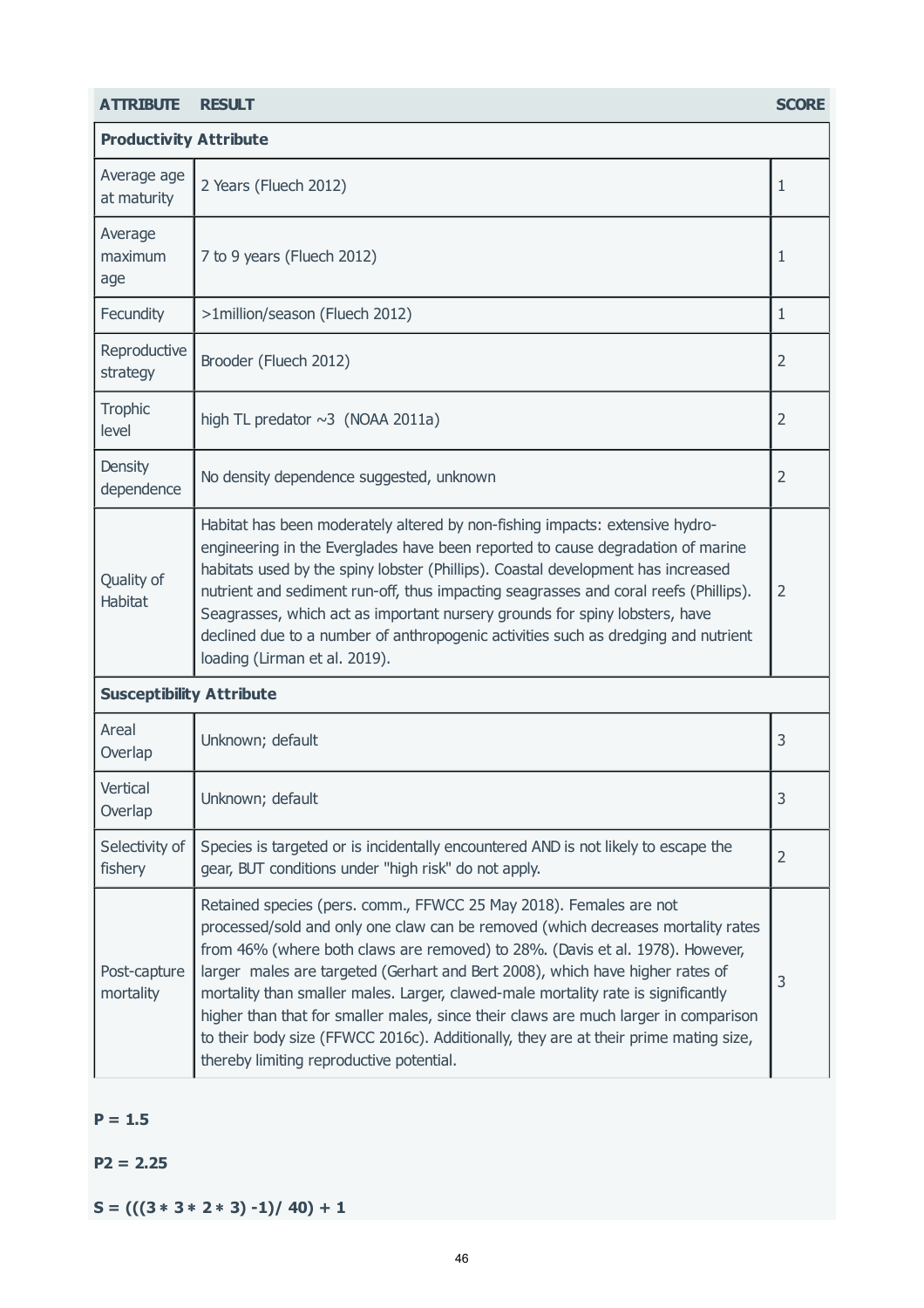| ATTRIBUTE | RESULT | SCORE |
|---|---|---|
| **Productivity Attribute** | | |
| Average age at maturity | 2 Years (Fluech 2012) | 1 |
| Average maximum age | 7 to 9 years (Fluech 2012) | 1 |
| Fecundity | >1million/season (Fluech 2012) | 1 |
| Reproductive strategy | Brooder (Fluech 2012) | 2 |
| Trophic level | high TL predator ~3 (NOAA 2011a) | 2 |
| Density dependence | No density dependence suggested, unknown | 2 |
| Quality of Habitat | Habitat has been moderately altered by non-fishing impacts: extensive hydro-engineering in the Everglades have been reported to cause degradation of marine habitats used by the spiny lobster (Phillips). Coastal development has increased nutrient and sediment run-off, thus impacting seagrasses and coral reefs (Phillips). Seagrasses, which act as important nursery grounds for spiny lobsters, have declined due to a number of anthropogenic activities such as dredging and nutrient loading (Lirman et al. 2019). | 2 |
| **Susceptibility Attribute** | | |
| Areal Overlap | Unknown; default | 3 |
| Vertical Overlap | Unknown; default | 3 |
| Selectivity of fishery | Species is targeted or is incidentally encountered AND is not likely to escape the gear, BUT conditions under "high risk" do not apply. | 2 |
| Post-capture mortality | Retained species (pers. comm., FFWCC 25 May 2018). Females are not processed/sold and only one claw can be removed (which decreases mortality rates from 46% (where both claws are removed) to 28%. (Davis et al. 1978). However, larger males are targeted (Gerhart and Bert 2008), which have higher rates of mortality than smaller males. Larger, clawed-male mortality rate is significantly higher than that for smaller males, since their claws are much larger in comparison to their body size (FFWCC 2016c). Additionally, they are at their prime mating size, thereby limiting reproductive potential. | 3 |

**P = 1.5**

**P2 = 2.25**

**S = (((3 * 3 * 2 * 3) -1)/ 40) + 1**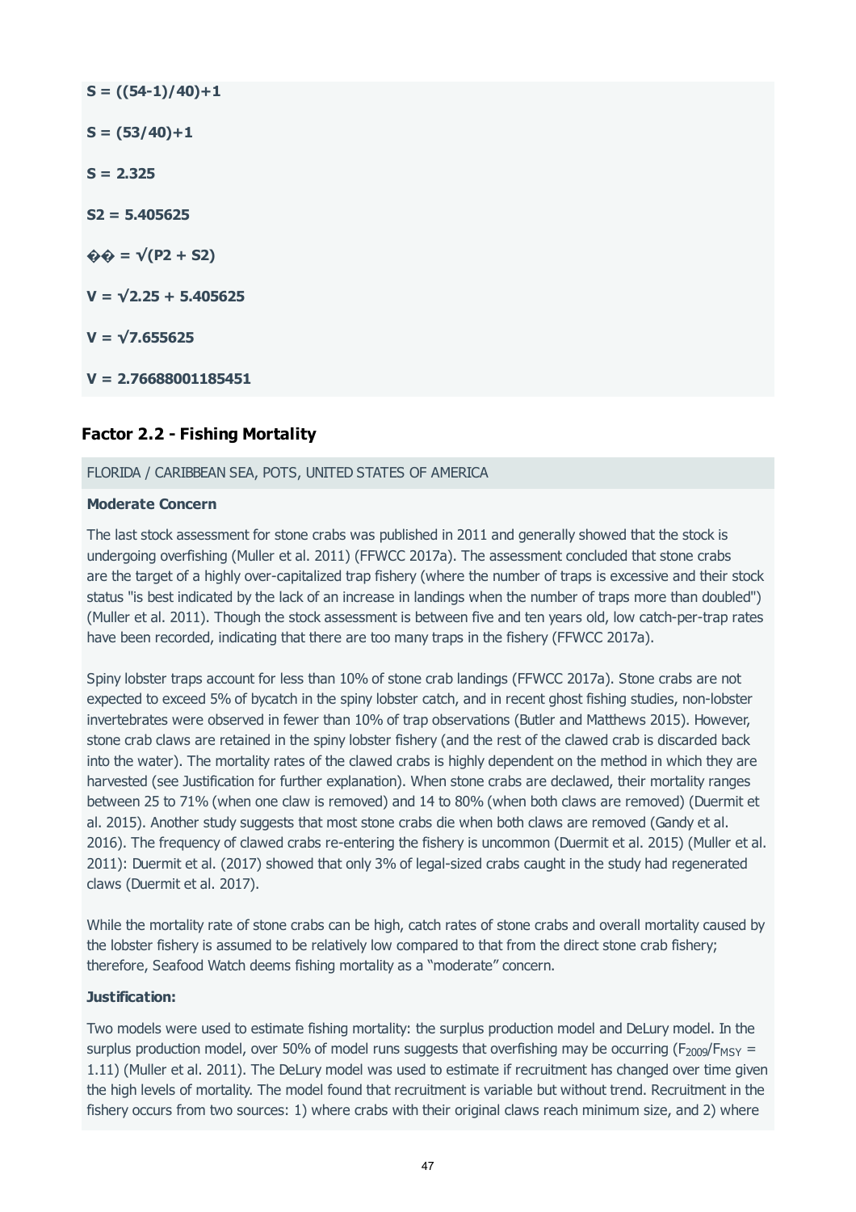**S = ((54-1)/40)+1**

**S = (53/40)+1**

**S = 2.325**

**S2 = 5.405625**

**�� = √(P2 + S2)**

**V = √2.25 + 5.405625**

**V = √7.655625**

**V = 2.76688001185451**

### Factor 2.2 - Fishing Mortality

FLORIDA / CARIBBEAN SEA, POTS, UNITED STATES OF AMERICA

**Moderate Concern**

The last stock assessment for stone crabs was published in 2011 and generally showed that the stock is undergoing overfishing (Muller et al. 2011) (FFWCC 2017a). The assessment concluded that stone crabs are the target of a highly over-capitalized trap fishery (where the number of traps is excessive and their stock status "is best indicated by the lack of an increase in landings when the number of traps more than doubled") (Muller et al. 2011). Though the stock assessment is between five and ten years old, low catch-per-trap rates have been recorded, indicating that there are too many traps in the fishery (FFWCC 2017a).

Spiny lobster traps account for less than 10% of stone crab landings (FFWCC 2017a). Stone crabs are not expected to exceed 5% of bycatch in the spiny lobster catch, and in recent ghost fishing studies, non-lobster invertebrates were observed in fewer than 10% of trap observations (Butler and Matthews 2015). However, stone crab claws are retained in the spiny lobster fishery (and the rest of the clawed crab is discarded back into the water). The mortality rates of the clawed crabs is highly dependent on the method in which they are harvested (see Justification for further explanation). When stone crabs are declawed, their mortality ranges between 25 to 71% (when one claw is removed) and 14 to 80% (when both claws are removed) (Duermit et al. 2015). Another study suggests that most stone crabs die when both claws are removed (Gandy et al. 2016). The frequency of clawed crabs re-entering the fishery is uncommon (Duermit et al. 2015) (Muller et al. 2011): Duermit et al. (2017) showed that only 3% of legal-sized crabs caught in the study had regenerated claws (Duermit et al. 2017).

While the mortality rate of stone crabs can be high, catch rates of stone crabs and overall mortality caused by the lobster fishery is assumed to be relatively low compared to that from the direct stone crab fishery; therefore, Seafood Watch deems fishing mortality as a "moderate" concern.

**Justification:**

Two models were used to estimate fishing mortality: the surplus production model and DeLury model. In the surplus production model, over 50% of model runs suggests that overfishing may be occurring ($F_{2009}/F_{MSY}$ = 1.11) (Muller et al. 2011). The DeLury model was used to estimate if recruitment has changed over time given the high levels of mortality. The model found that recruitment is variable but without trend. Recruitment in the fishery occurs from two sources: 1) where crabs with their original claws reach minimum size, and 2) where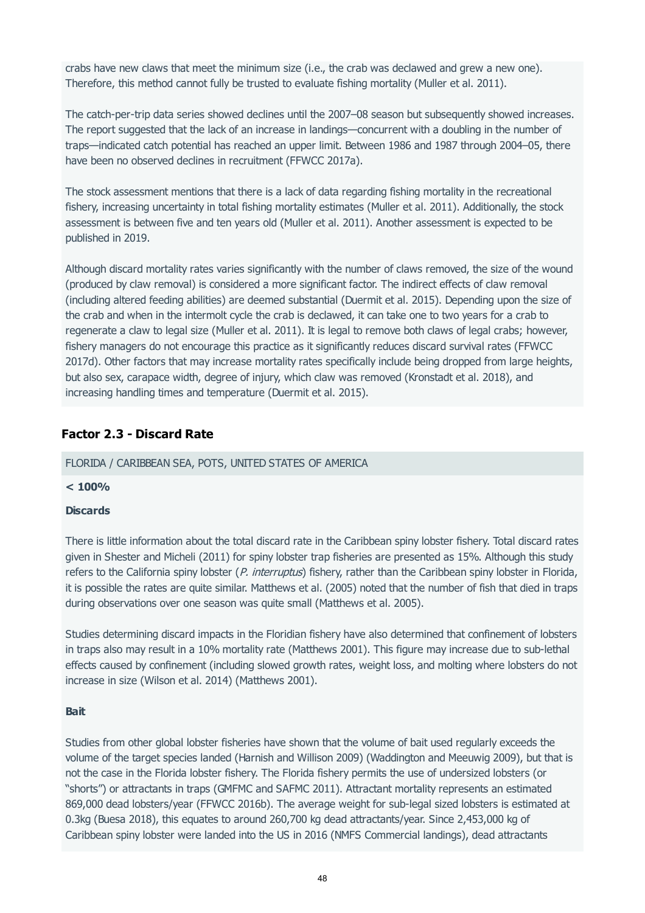crabs have new claws that meet the minimum size (i.e., the crab was declawed and grew a new one). Therefore, this method cannot fully be trusted to evaluate fishing mortality (Muller et al. 2011).

The catch-per-trip data series showed declines until the 2007–08 season but subsequently showed increases. The report suggested that the lack of an increase in landings—concurrent with a doubling in the number of traps—indicated catch potential has reached an upper limit. Between 1986 and 1987 through 2004–05, there have been no observed declines in recruitment (FFWCC 2017a).

The stock assessment mentions that there is a lack of data regarding fishing mortality in the recreational fishery, increasing uncertainty in total fishing mortality estimates (Muller et al. 2011). Additionally, the stock assessment is between five and ten years old (Muller et al. 2011). Another assessment is expected to be published in 2019.

Although discard mortality rates varies significantly with the number of claws removed, the size of the wound (produced by claw removal) is considered a more significant factor. The indirect effects of claw removal (including altered feeding abilities) are deemed substantial (Duermit et al. 2015). Depending upon the size of the crab and when in the intermolt cycle the crab is declawed, it can take one to two years for a crab to regenerate a claw to legal size (Muller et al. 2011). It is legal to remove both claws of legal crabs; however, fishery managers do not encourage this practice as it significantly reduces discard survival rates (FFWCC 2017d). Other factors that may increase mortality rates specifically include being dropped from large heights, but also sex, carapace width, degree of injury, which claw was removed (Kronstadt et al. 2018), and increasing handling times and temperature (Duermit et al. 2015).

## Factor 2.3 - Discard Rate

FLORIDA / CARIBBEAN SEA, POTS, UNITED STATES OF AMERICA

**< 100%**

**Discards**

There is little information about the total discard rate in the Caribbean spiny lobster fishery. Total discard rates given in Shester and Micheli (2011) for spiny lobster trap fisheries are presented as 15%. Although this study refers to the California spiny lobster (*P. interruptus*) fishery, rather than the Caribbean spiny lobster in Florida, it is possible the rates are quite similar. Matthews et al. (2005) noted that the number of fish that died in traps during observations over one season was quite small (Matthews et al. 2005).

Studies determining discard impacts in the Floridian fishery have also determined that confinement of lobsters in traps also may result in a 10% mortality rate (Matthews 2001). This figure may increase due to sub-lethal effects caused by confinement (including slowed growth rates, weight loss, and molting where lobsters do not increase in size (Wilson et al. 2014) (Matthews 2001).

**Bait**

Studies from other global lobster fisheries have shown that the volume of bait used regularly exceeds the volume of the target species landed (Harnish and Willison 2009) (Waddington and Meeuwig 2009), but that is not the case in the Florida lobster fishery. The Florida fishery permits the use of undersized lobsters (or "shorts") or attractants in traps (GMFMC and SAFMC 2011). Attractant mortality represents an estimated 869,000 dead lobsters/year (FFWCC 2016b). The average weight for sub-legal sized lobsters is estimated at 0.3kg (Buesa 2018), this equates to around 260,700 kg dead attractants/year. Since 2,453,000 kg of Caribbean spiny lobster were landed into the US in 2016 (NMFS Commercial landings), dead attractants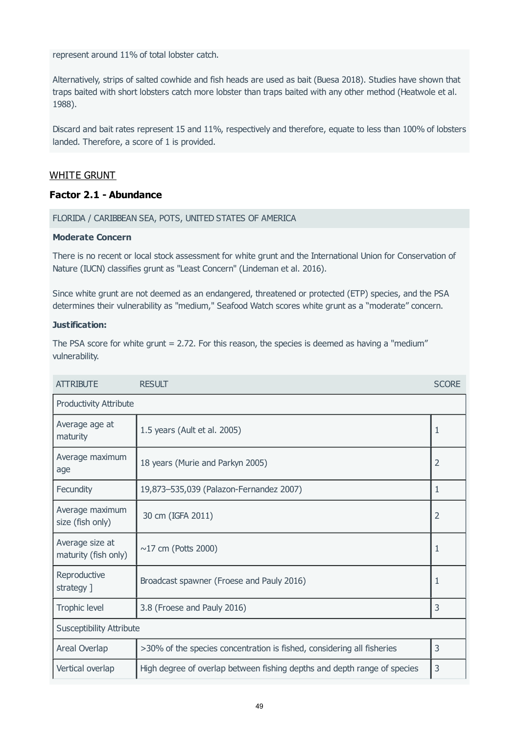represent around 11% of total lobster catch.

Alternatively, strips of salted cowhide and fish heads are used as bait (Buesa 2018). Studies have shown that traps baited with short lobsters catch more lobster than traps baited with any other method (Heatwole et al. 1988).

Discard and bait rates represent 15 and 11%, respectively and therefore, equate to less than 100% of lobsters landed. Therefore, a score of 1 is provided.

WHITE GRUNT

### Factor 2.1 - Abundance

FLORIDA / CARIBBEAN SEA, POTS, UNITED STATES OF AMERICA

**Moderate Concern**

There is no recent or local stock assessment for white grunt and the International Union for Conservation of Nature (IUCN) classifies grunt as "Least Concern" (Lindeman et al. 2016).

Since white grunt are not deemed as an endangered, threatened or protected (ETP) species, and the PSA determines their vulnerability as "medium," Seafood Watch scores white grunt as a "moderate" concern.

**Justification:**

The PSA score for white grunt = 2.72. For this reason, the species is deemed as having a "medium" vulnerability.

| ATTRIBUTE | RESULT | SCORE |
|---|---|---|
| Productivity Attribute | | |
| Average age at maturity | 1.5 years (Ault et al. 2005) | 1 |
| Average maximum age | 18 years (Murie and Parkyn 2005) | 2 |
| Fecundity | 19,873–535,039 (Palazon-Fernandez 2007) | 1 |
| Average maximum size (fish only) | 30 cm (IGFA 2011) | 2 |
| Average size at maturity (fish only) | ~17 cm (Potts 2000) | 1 |
| Reproductive strategy ] | Broadcast spawner (Froese and Pauly 2016) | 1 |
| Trophic level | 3.8 (Froese and Pauly 2016) | 3 |
| Susceptibility Attribute | | |
| Areal Overlap | >30% of the species concentration is fished, considering all fisheries | 3 |
| Vertical overlap | High degree of overlap between fishing depths and depth range of species | 3 |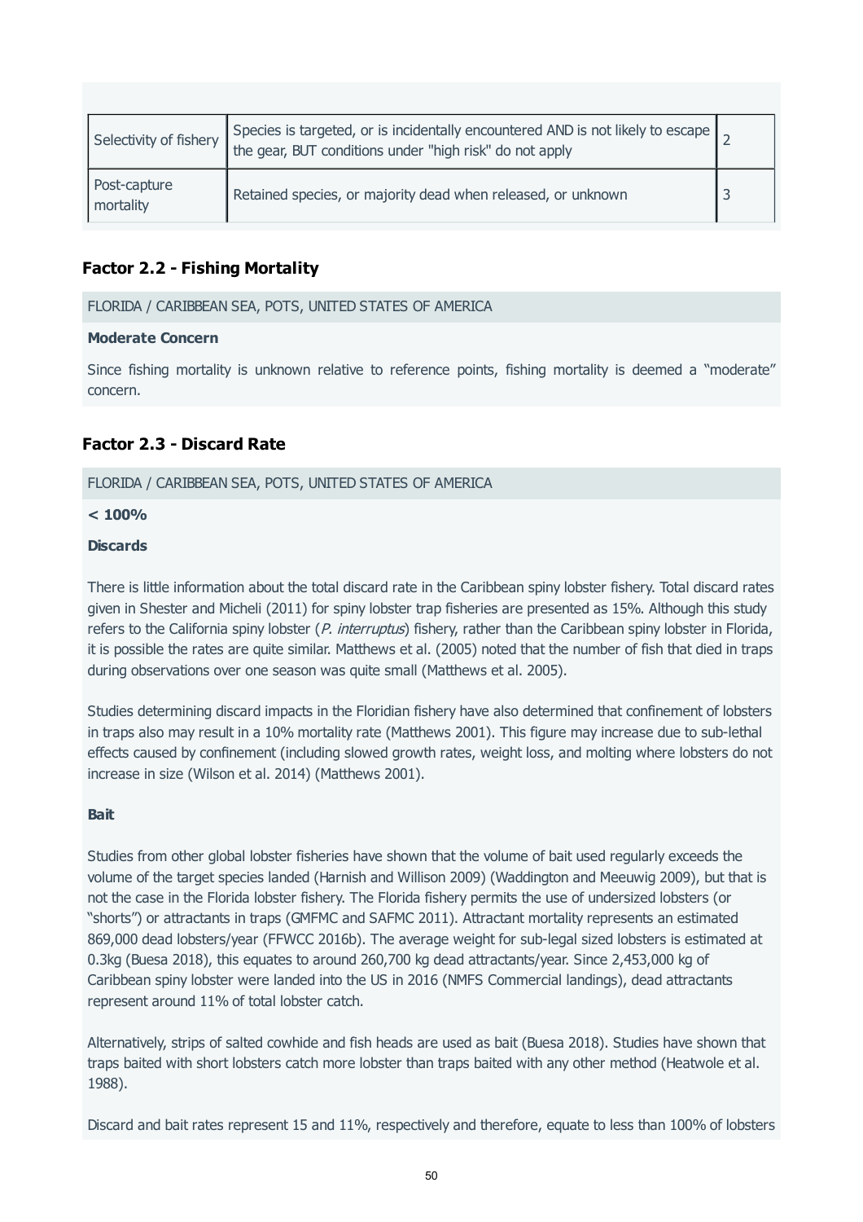| | | |
|---|---|---|
| Selectivity of fishery | Species is targeted, or is incidentally encountered AND is not likely to escape the gear, BUT conditions under "high risk" do not apply | 2 |
| Post-capture mortality | Retained species, or majority dead when released, or unknown | 3 |

### Factor 2.2 - Fishing Mortality

FLORIDA / CARIBBEAN SEA, POTS, UNITED STATES OF AMERICA

**Moderate Concern**

Since fishing mortality is unknown relative to reference points, fishing mortality is deemed a "moderate" concern.

### Factor 2.3 - Discard Rate

FLORIDA / CARIBBEAN SEA, POTS, UNITED STATES OF AMERICA

**< 100%**

**Discards**

There is little information about the total discard rate in the Caribbean spiny lobster fishery. Total discard rates given in Shester and Micheli (2011) for spiny lobster trap fisheries are presented as 15%. Although this study refers to the California spiny lobster (*P. interruptus*) fishery, rather than the Caribbean spiny lobster in Florida, it is possible the rates are quite similar. Matthews et al. (2005) noted that the number of fish that died in traps during observations over one season was quite small (Matthews et al. 2005).

Studies determining discard impacts in the Floridian fishery have also determined that confinement of lobsters in traps also may result in a 10% mortality rate (Matthews 2001). This figure may increase due to sub-lethal effects caused by confinement (including slowed growth rates, weight loss, and molting where lobsters do not increase in size (Wilson et al. 2014) (Matthews 2001).

**Bait**

Studies from other global lobster fisheries have shown that the volume of bait used regularly exceeds the volume of the target species landed (Harnish and Willison 2009) (Waddington and Meeuwig 2009), but that is not the case in the Florida lobster fishery. The Florida fishery permits the use of undersized lobsters (or "shorts") or attractants in traps (GMFMC and SAFMC 2011). Attractant mortality represents an estimated 869,000 dead lobsters/year (FFWCC 2016b). The average weight for sub-legal sized lobsters is estimated at 0.3kg (Buesa 2018), this equates to around 260,700 kg dead attractants/year. Since 2,453,000 kg of Caribbean spiny lobster were landed into the US in 2016 (NMFS Commercial landings), dead attractants represent around 11% of total lobster catch.

Alternatively, strips of salted cowhide and fish heads are used as bait (Buesa 2018). Studies have shown that traps baited with short lobsters catch more lobster than traps baited with any other method (Heatwole et al. 1988).

Discard and bait rates represent 15 and 11%, respectively and therefore, equate to less than 100% of lobsters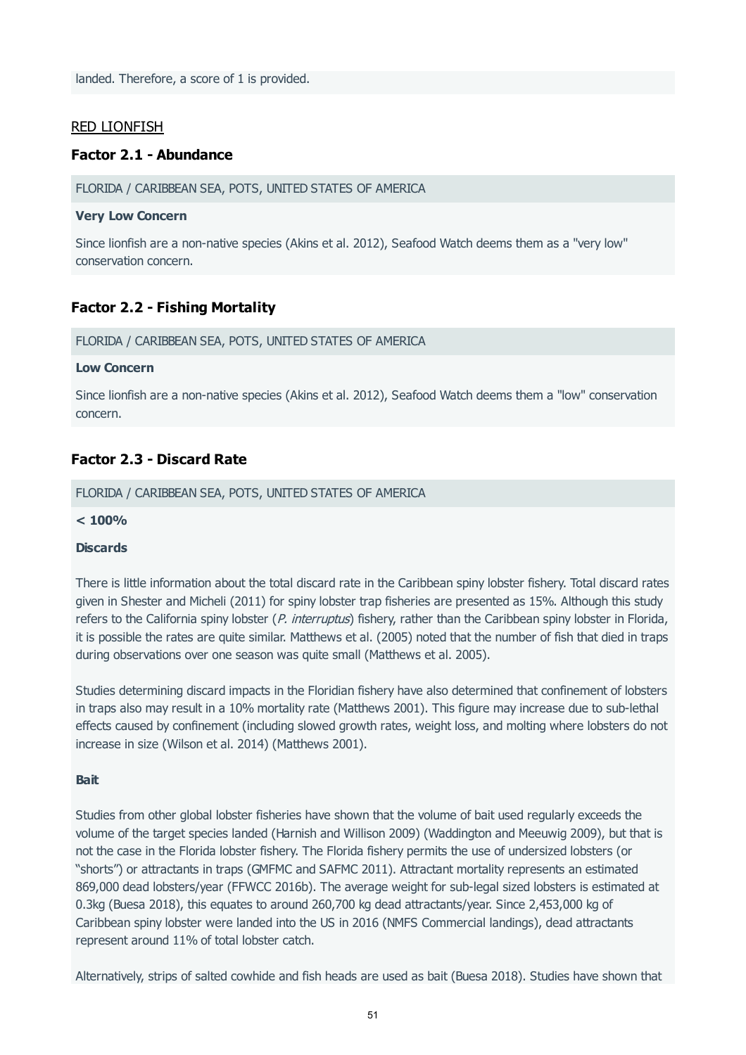landed. Therefore, a score of 1 is provided.

RED LIONFISH

### Factor 2.1 - Abundance

FLORIDA / CARIBBEAN SEA, POTS, UNITED STATES OF AMERICA

**Very Low Concern**

Since lionfish are a non-native species (Akins et al. 2012), Seafood Watch deems them as a "very low" conservation concern.

### Factor 2.2 - Fishing Mortality

FLORIDA / CARIBBEAN SEA, POTS, UNITED STATES OF AMERICA

**Low Concern**

Since lionfish are a non-native species (Akins et al. 2012), Seafood Watch deems them a "low" conservation concern.

### Factor 2.3 - Discard Rate

FLORIDA / CARIBBEAN SEA, POTS, UNITED STATES OF AMERICA

**< 100%**

**Discards**

There is little information about the total discard rate in the Caribbean spiny lobster fishery. Total discard rates given in Shester and Micheli (2011) for spiny lobster trap fisheries are presented as 15%. Although this study refers to the California spiny lobster (*P. interruptus*) fishery, rather than the Caribbean spiny lobster in Florida, it is possible the rates are quite similar. Matthews et al. (2005) noted that the number of fish that died in traps during observations over one season was quite small (Matthews et al. 2005).

Studies determining discard impacts in the Floridian fishery have also determined that confinement of lobsters in traps also may result in a 10% mortality rate (Matthews 2001). This figure may increase due to sub-lethal effects caused by confinement (including slowed growth rates, weight loss, and molting where lobsters do not increase in size (Wilson et al. 2014) (Matthews 2001).

**Bait**

Studies from other global lobster fisheries have shown that the volume of bait used regularly exceeds the volume of the target species landed (Harnish and Willison 2009) (Waddington and Meeuwig 2009), but that is not the case in the Florida lobster fishery. The Florida fishery permits the use of undersized lobsters (or "shorts") or attractants in traps (GMFMC and SAFMC 2011). Attractant mortality represents an estimated 869,000 dead lobsters/year (FFWCC 2016b). The average weight for sub-legal sized lobsters is estimated at 0.3kg (Buesa 2018), this equates to around 260,700 kg dead attractants/year. Since 2,453,000 kg of Caribbean spiny lobster were landed into the US in 2016 (NMFS Commercial landings), dead attractants represent around 11% of total lobster catch.

Alternatively, strips of salted cowhide and fish heads are used as bait (Buesa 2018). Studies have shown that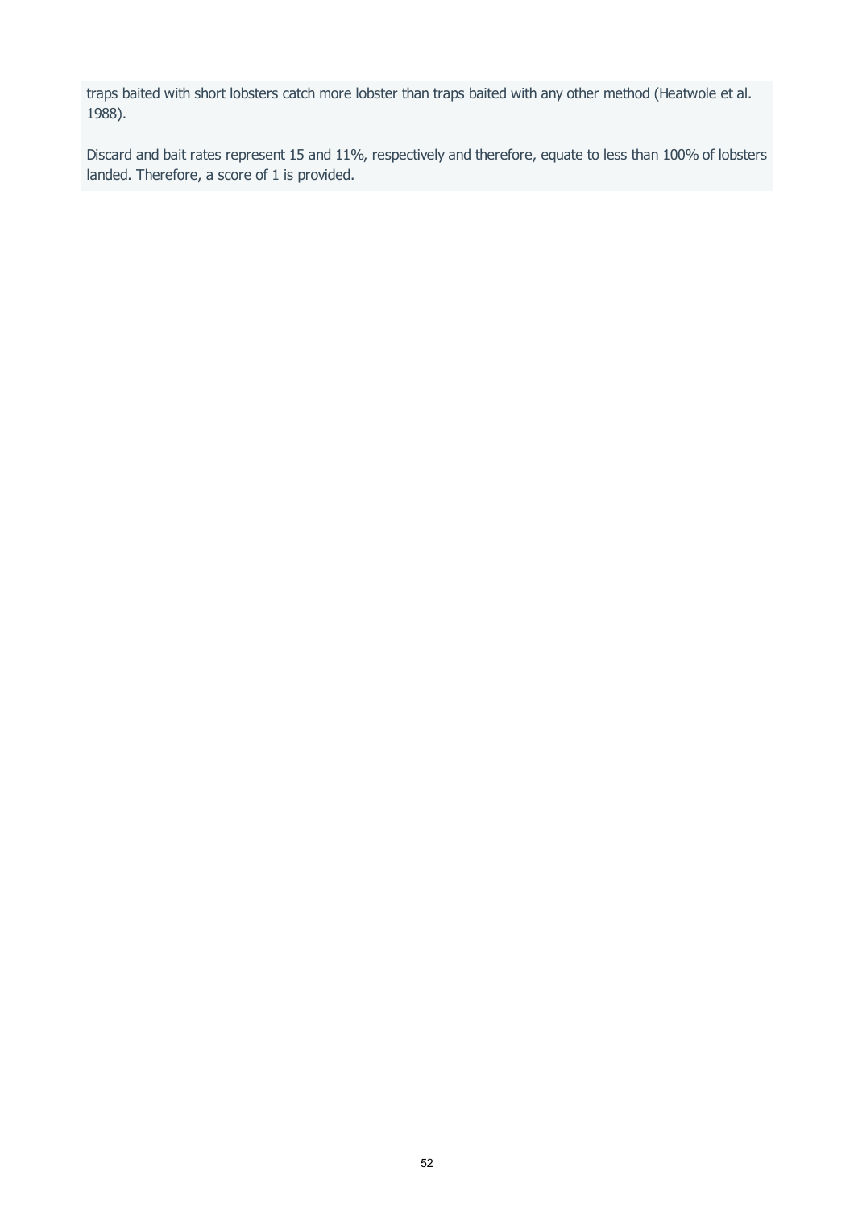traps baited with short lobsters catch more lobster than traps baited with any other method (Heatwole et al. 1988).

Discard and bait rates represent 15 and 11%, respectively and therefore, equate to less than 100% of lobsters landed. Therefore, a score of 1 is provided.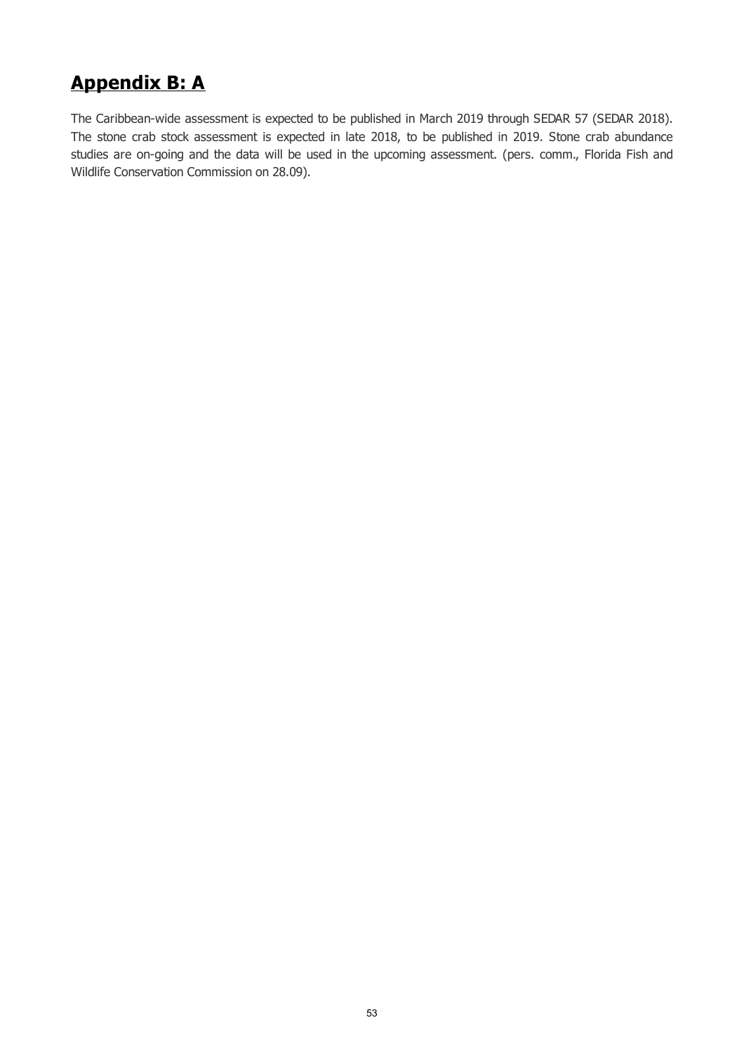# Appendix B: A

The Caribbean-wide assessment is expected to be published in March 2019 through SEDAR 57 (SEDAR 2018). The stone crab stock assessment is expected in late 2018, to be published in 2019. Stone crab abundance studies are on-going and the data will be used in the upcoming assessment. (pers. comm., Florida Fish and Wildlife Conservation Commission on 28.09).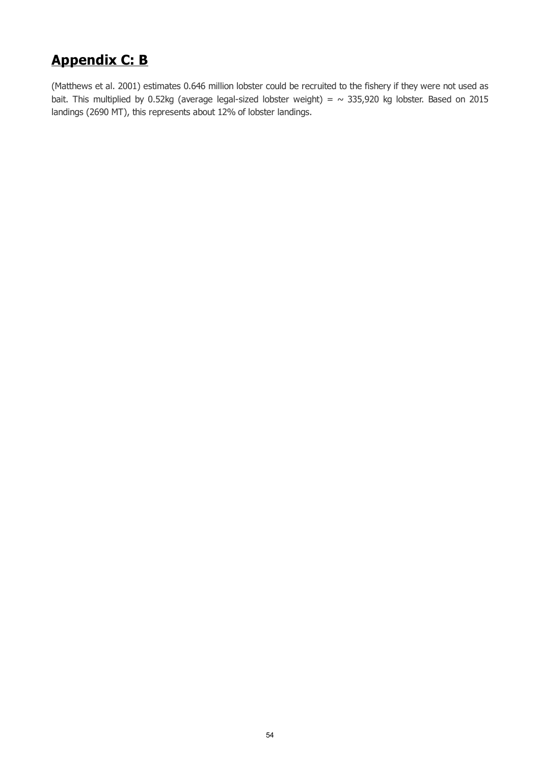# Appendix C: B

(Matthews et al. 2001) estimates 0.646 million lobster could be recruited to the fishery if they were not used as bait. This multiplied by 0.52kg (average legal-sized lobster weight) = ~ 335,920 kg lobster. Based on 2015 landings (2690 MT), this represents about 12% of lobster landings.